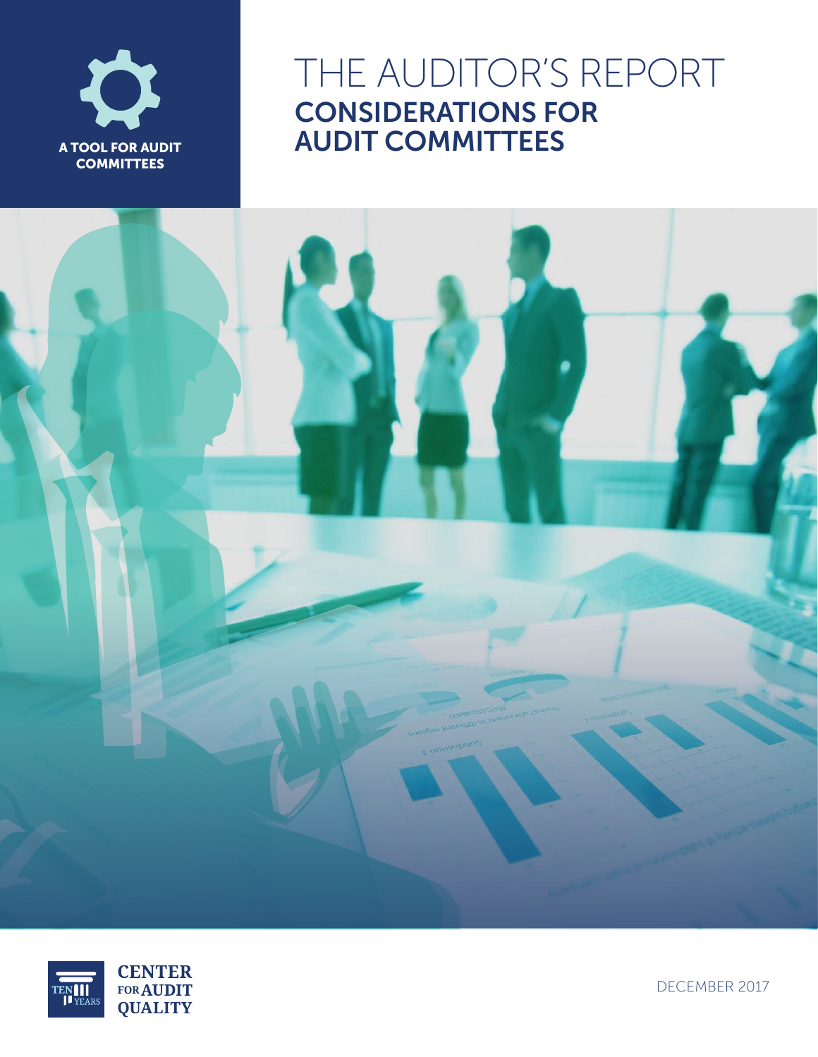A TOOL FOR AUDIT COMMITTEES

# THE AUDITOR'S REPORT
## CONSIDERATIONS FOR AUDIT COMMITTEES

CENTER FOR AUDIT QUALITY

DECEMBER 2017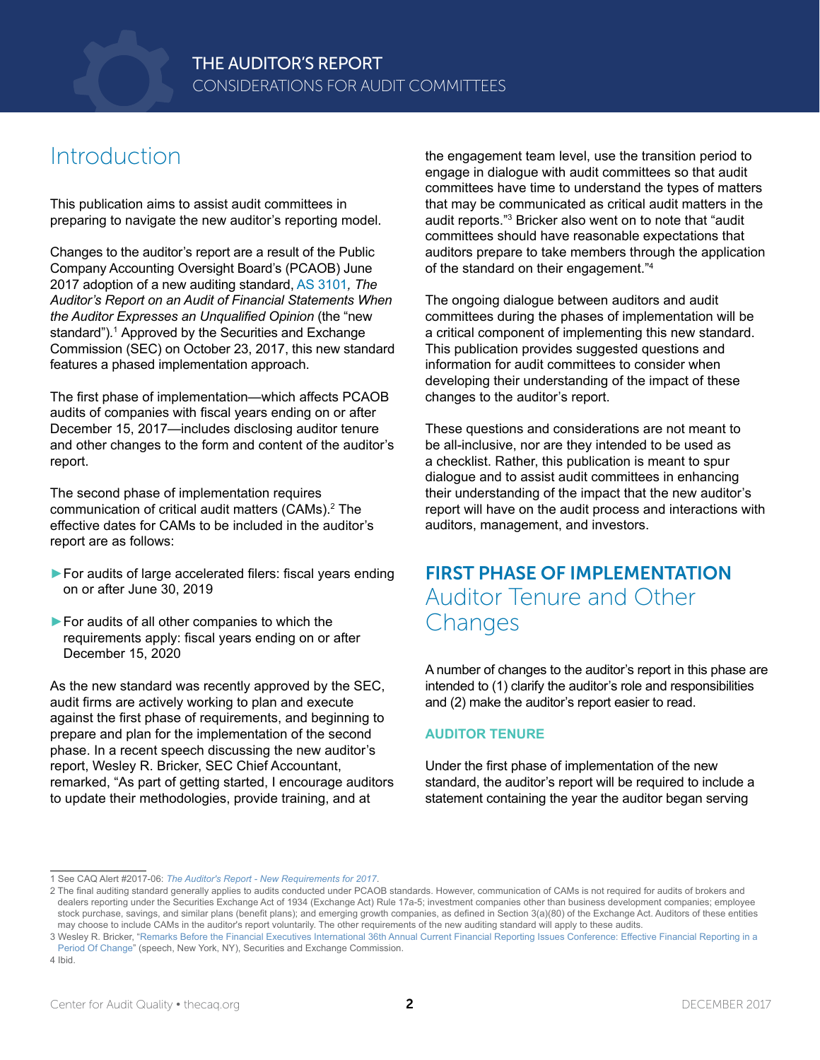# Introduction

This publication aims to assist audit committees in preparing to navigate the new auditor's reporting model.

Changes to the auditor's report are a result of the Public Company Accounting Oversight Board's (PCAOB) June 2017 adoption of a new auditing standard, AS 3101*, The Auditor's Report on an Audit of Financial Statements When the Auditor Expresses an Unqualified Opinion* (the "new standard").[1] Approved by the Securities and Exchange Commission (SEC) on October 23, 2017, this new standard features a phased implementation approach.

The first phase of implementation—which affects PCAOB audits of companies with fiscal years ending on or after December 15, 2017—includes disclosing auditor tenure and other changes to the form and content of the auditor's report.

The second phase of implementation requires communication of critical audit matters (CAMs).[2] The effective dates for CAMs to be included in the auditor's report are as follows:

- For audits of large accelerated filers: fiscal years ending on or after June 30, 2019
- For audits of all other companies to which the requirements apply: fiscal years ending on or after December 15, 2020

As the new standard was recently approved by the SEC, audit firms are actively working to plan and execute against the first phase of requirements, and beginning to prepare and plan for the implementation of the second phase. In a recent speech discussing the new auditor's report, Wesley R. Bricker, SEC Chief Accountant, remarked, "As part of getting started, I encourage auditors to update their methodologies, provide training, and at the engagement team level, use the transition period to engage in dialogue with audit committees so that audit committees have time to understand the types of matters that may be communicated as critical audit matters in the audit reports."[3] Bricker also went on to note that "audit committees should have reasonable expectations that auditors prepare to take members through the application of the standard on their engagement."[4]

The ongoing dialogue between auditors and audit committees during the phases of implementation will be a critical component of implementing this new standard. This publication provides suggested questions and information for audit committees to consider when developing their understanding of the impact of these changes to the auditor's report.

These questions and considerations are not meant to be all-inclusive, nor are they intended to be used as a checklist. Rather, this publication is meant to spur dialogue and to assist audit committees in enhancing their understanding of the impact that the new auditor's report will have on the audit process and interactions with auditors, management, and investors.

## FIRST PHASE OF IMPLEMENTATION
## Auditor Tenure and Other Changes

A number of changes to the auditor's report in this phase are intended to (1) clarify the auditor's role and responsibilities and (2) make the auditor's report easier to read.

### AUDITOR TENURE

Under the first phase of implementation of the new standard, the auditor's report will be required to include a statement containing the year the auditor began serving

---

1 See CAQ Alert #2017-06: *The Auditor's Report - New Requirements for 2017*.

2 The final auditing standard generally applies to audits conducted under PCAOB standards. However, communication of CAMs is not required for audits of brokers and dealers reporting under the Securities Exchange Act of 1934 (Exchange Act) Rule 17a-5; investment companies other than business development companies; employee stock purchase, savings, and similar plans (benefit plans); and emerging growth companies, as defined in Section 3(a)(80) of the Exchange Act. Auditors of these entities may choose to include CAMs in the auditor's report voluntarily. The other requirements of the new auditing standard will apply to these audits.

3 Wesley R. Bricker, "Remarks Before the Financial Executives International 36th Annual Current Financial Reporting Issues Conference: Effective Financial Reporting in a Period Of Change" (speech, New York, NY), Securities and Exchange Commission.

4 Ibid.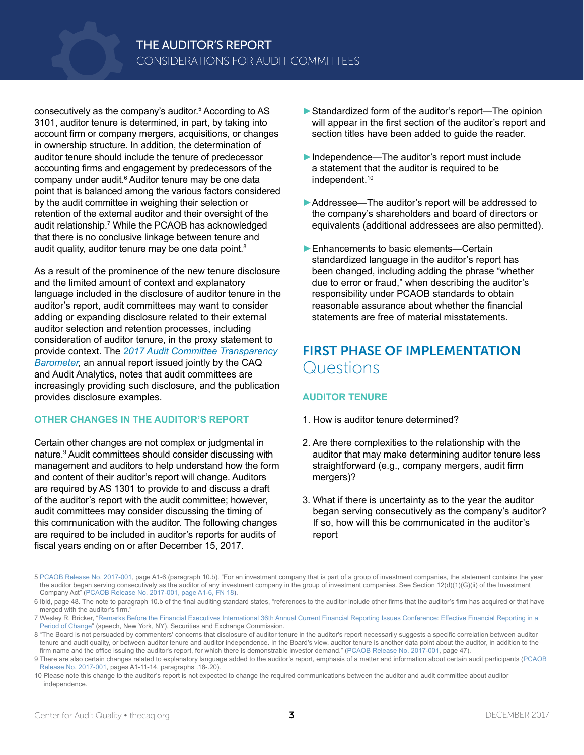consecutively as the company's auditor.[5] According to AS 3101, auditor tenure is determined, in part, by taking into account firm or company mergers, acquisitions, or changes in ownership structure. In addition, the determination of auditor tenure should include the tenure of predecessor accounting firms and engagement by predecessors of the company under audit.[6] Auditor tenure may be one data point that is balanced among the various factors considered by the audit committee in weighing their selection or retention of the external auditor and their oversight of the audit relationship.[7] While the PCAOB has acknowledged that there is no conclusive linkage between tenure and audit quality, auditor tenure may be one data point.[8]

As a result of the prominence of the new tenure disclosure and the limited amount of context and explanatory language included in the disclosure of auditor tenure in the auditor's report, audit committees may want to consider adding or expanding disclosure related to their external auditor selection and retention processes, including consideration of auditor tenure, in the proxy statement to provide context. The *2017 Audit Committee Transparency Barometer,* an annual report issued jointly by the CAQ and Audit Analytics, notes that audit committees are increasingly providing such disclosure, and the publication provides disclosure examples.

### OTHER CHANGES IN THE AUDITOR'S REPORT

Certain other changes are not complex or judgmental in nature.[9] Audit committees should consider discussing with management and auditors to help understand how the form and content of their auditor's report will change. Auditors are required by AS 1301 to provide to and discuss a draft of the auditor's report with the audit committee; however, audit committees may consider discussing the timing of this communication with the auditor. The following changes are required to be included in auditor's reports for audits of fiscal years ending on or after December 15, 2017.

- Standardized form of the auditor's report—The opinion will appear in the first section of the auditor's report and section titles have been added to guide the reader.
- Independence—The auditor's report must include a statement that the auditor is required to be independent.[10]
- Addressee—The auditor's report will be addressed to the company's shareholders and board of directors or equivalents (additional addressees are also permitted).
- Enhancements to basic elements—Certain standardized language in the auditor's report has been changed, including adding the phrase "whether due to error or fraud," when describing the auditor's responsibility under PCAOB standards to obtain reasonable assurance about whether the financial statements are free of material misstatements.

## FIRST PHASE OF IMPLEMENTATION Questions

### AUDITOR TENURE

1. How is auditor tenure determined?
2. Are there complexities to the relationship with the auditor that may make determining auditor tenure less straightforward (e.g., company mergers, audit firm mergers)?
3. What if there is uncertainty as to the year the auditor began serving consecutively as the company's auditor? If so, how will this be communicated in the auditor's report

---

5 PCAOB Release No. 2017-001, page A1-6 (paragraph 10.b). "For an investment company that is part of a group of investment companies, the statement contains the year the auditor began serving consecutively as the auditor of any investment company in the group of investment companies. See Section 12(d)(1)(G)(ii) of the Investment Company Act" (PCAOB Release No. 2017-001, page A1-6, FN 18).

6 Ibid, page 48. The note to paragraph 10.b of the final auditing standard states, "references to the auditor include other firms that the auditor's firm has acquired or that have merged with the auditor's firm."

7 Wesley R. Bricker, "Remarks Before the Financial Executives International 36th Annual Current Financial Reporting Issues Conference: Effective Financial Reporting in a Period of Change" (speech, New York, NY), Securities and Exchange Commission.

8 "The Board is not persuaded by commenters' concerns that disclosure of auditor tenure in the auditor's report necessarily suggests a specific correlation between auditor tenure and audit quality, or between auditor tenure and auditor independence. In the Board's view, auditor tenure is another data point about the auditor, in addition to the firm name and the office issuing the auditor's report, for which there is demonstrable investor demand." (PCAOB Release No. 2017-001, page 47).

9 There are also certain changes related to explanatory language added to the auditor's report, emphasis of a matter and information about certain audit participants (PCAOB Release No. 2017-001, pages A1-11-14, paragraphs .18-.20).

10 Please note this change to the auditor's report is not expected to change the required communications between the auditor and audit committee about auditor independence.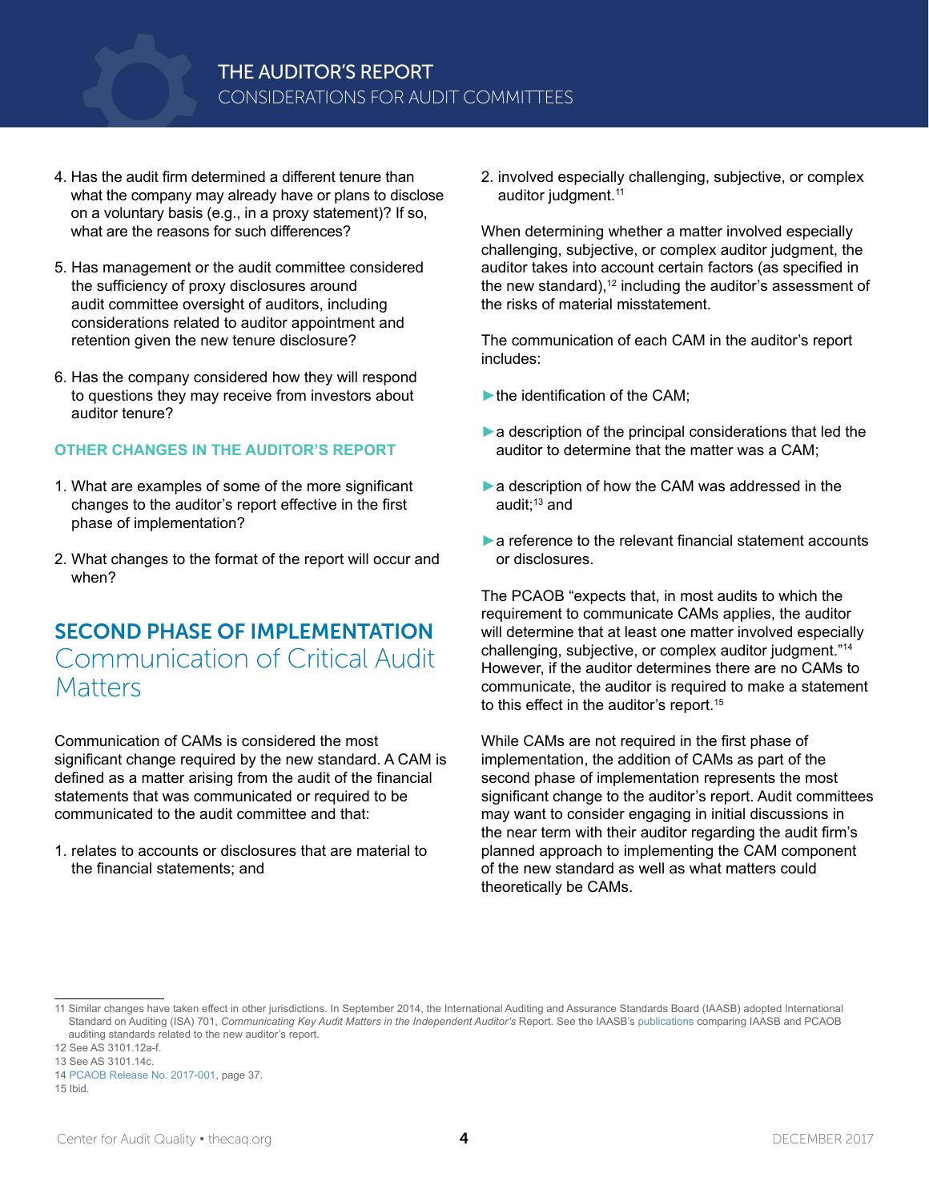4. Has the audit firm determined a different tenure than what the company may already have or plans to disclose on a voluntary basis (e.g., in a proxy statement)? If so, what are the reasons for such differences?

5. Has management or the audit committee considered the sufficiency of proxy disclosures around audit committee oversight of auditors, including considerations related to auditor appointment and retention given the new tenure disclosure?

6. Has the company considered how they will respond to questions they may receive from investors about auditor tenure?

### OTHER CHANGES IN THE AUDITOR'S REPORT

1. What are examples of some of the more significant changes to the auditor's report effective in the first phase of implementation?

2. What changes to the format of the report will occur and when?

## SECOND PHASE OF IMPLEMENTATION
## Communication of Critical Audit Matters

Communication of CAMs is considered the most significant change required by the new standard. A CAM is defined as a matter arising from the audit of the financial statements that was communicated or required to be communicated to the audit committee and that:

1. relates to accounts or disclosures that are material to the financial statements; and

2. involved especially challenging, subjective, or complex auditor judgment.[11]

When determining whether a matter involved especially challenging, subjective, or complex auditor judgment, the auditor takes into account certain factors (as specified in the new standard),[12] including the auditor's assessment of the risks of material misstatement.

The communication of each CAM in the auditor's report includes:

- the identification of the CAM;
- a description of the principal considerations that led the auditor to determine that the matter was a CAM;
- a description of how the CAM was addressed in the audit;[13] and
- a reference to the relevant financial statement accounts or disclosures.

The PCAOB "expects that, in most audits to which the requirement to communicate CAMs applies, the auditor will determine that at least one matter involved especially challenging, subjective, or complex auditor judgment."[14] However, if the auditor determines there are no CAMs to communicate, the auditor is required to make a statement to this effect in the auditor's report.[15]

While CAMs are not required in the first phase of implementation, the addition of CAMs as part of the second phase of implementation represents the most significant change to the auditor's report. Audit committees may want to consider engaging in initial discussions in the near term with their auditor regarding the audit firm's planned approach to implementing the CAM component of the new standard as well as what matters could theoretically be CAMs.

---

11 Similar changes have taken effect in other jurisdictions. In September 2014, the International Auditing and Assurance Standards Board (IAASB) adopted International Standard on Auditing (ISA) 701, *Communicating Key Audit Matters in the Independent Auditor's* Report. See the IAASB's publications comparing IAASB and PCAOB auditing standards related to the new auditor's report.

12 See AS 3101.12a-f.

13 See AS 3101.14c.

14 PCAOB Release No. 2017-001, page 37.

15 Ibid.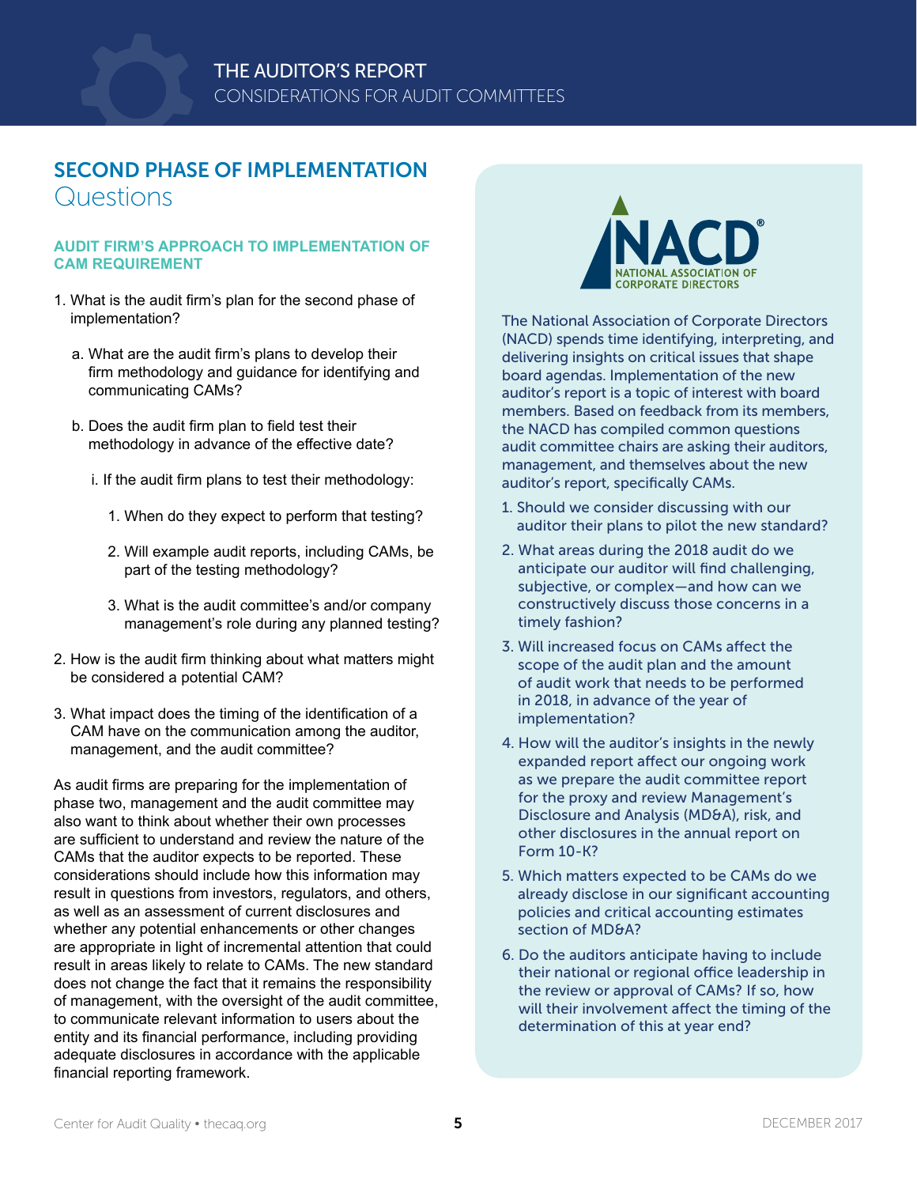## SECOND PHASE OF IMPLEMENTATION
## Questions

### AUDIT FIRM'S APPROACH TO IMPLEMENTATION OF CAM REQUIREMENT

1. What is the audit firm's plan for the second phase of implementation?
   - a. What are the audit firm's plans to develop their firm methodology and guidance for identifying and communicating CAMs?
   - b. Does the audit firm plan to field test their methodology in advance of the effective date?
     - i. If the audit firm plans to test their methodology:
       1. When do they expect to perform that testing?
       2. Will example audit reports, including CAMs, be part of the testing methodology?
       3. What is the audit committee's and/or company management's role during any planned testing?
2. How is the audit firm thinking about what matters might be considered a potential CAM?
3. What impact does the timing of the identification of a CAM have on the communication among the auditor, management, and the audit committee?

As audit firms are preparing for the implementation of phase two, management and the audit committee may also want to think about whether their own processes are sufficient to understand and review the nature of the CAMs that the auditor expects to be reported. These considerations should include how this information may result in questions from investors, regulators, and others, as well as an assessment of current disclosures and whether any potential enhancements or other changes are appropriate in light of incremental attention that could result in areas likely to relate to CAMs. The new standard does not change the fact that it remains the responsibility of management, with the oversight of the audit committee, to communicate relevant information to users about the entity and its financial performance, including providing adequate disclosures in accordance with the applicable financial reporting framework.

---

NACD® NATIONAL ASSOCIATION OF CORPORATE DIRECTORS

The National Association of Corporate Directors (NACD) spends time identifying, interpreting, and delivering insights on critical issues that shape board agendas. Implementation of the new auditor's report is a topic of interest with board members. Based on feedback from its members, the NACD has compiled common questions audit committee chairs are asking their auditors, management, and themselves about the new auditor's report, specifically CAMs.

1. Should we consider discussing with our auditor their plans to pilot the new standard?
2. What areas during the 2018 audit do we anticipate our auditor will find challenging, subjective, or complex—and how can we constructively discuss those concerns in a timely fashion?
3. Will increased focus on CAMs affect the scope of the audit plan and the amount of audit work that needs to be performed in 2018, in advance of the year of implementation?
4. How will the auditor's insights in the newly expanded report affect our ongoing work as we prepare the audit committee report for the proxy and review Management's Disclosure and Analysis (MD&A), risk, and other disclosures in the annual report on Form 10-K?
5. Which matters expected to be CAMs do we already disclose in our significant accounting policies and critical accounting estimates section of MD&A?
6. Do the auditors anticipate having to include their national or regional office leadership in the review or approval of CAMs? If so, how will their involvement affect the timing of the determination of this at year end?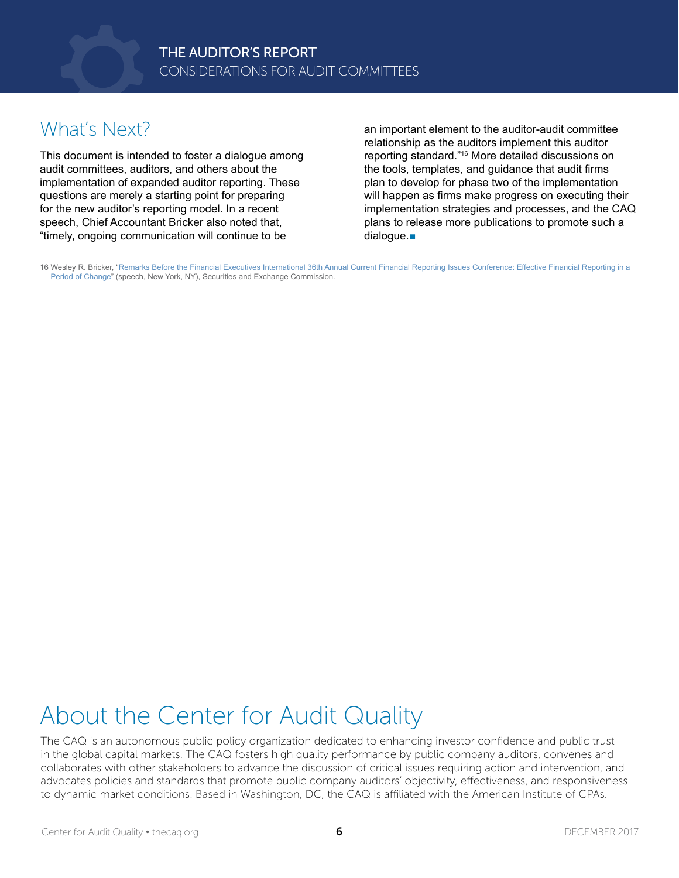## What's Next?

This document is intended to foster a dialogue among audit committees, auditors, and others about the implementation of expanded auditor reporting. These questions are merely a starting point for preparing for the new auditor's reporting model. In a recent speech, Chief Accountant Bricker also noted that, "timely, ongoing communication will continue to be an important element to the auditor-audit committee relationship as the auditors implement this auditor reporting standard."[16] More detailed discussions on the tools, templates, and guidance that audit firms plan to develop for phase two of the implementation will happen as firms make progress on executing their implementation strategies and processes, and the CAQ plans to release more publications to promote such a dialogue.■

16 Wesley R. Bricker, "Remarks Before the Financial Executives International 36th Annual Current Financial Reporting Issues Conference: Effective Financial Reporting in a Period of Change" (speech, New York, NY), Securities and Exchange Commission.

# About the Center for Audit Quality

The CAQ is an autonomous public policy organization dedicated to enhancing investor confidence and public trust in the global capital markets. The CAQ fosters high quality performance by public company auditors, convenes and collaborates with other stakeholders to advance the discussion of critical issues requiring action and intervention, and advocates policies and standards that promote public company auditors' objectivity, effectiveness, and responsiveness to dynamic market conditions. Based in Washington, DC, the CAQ is affiliated with the American Institute of CPAs.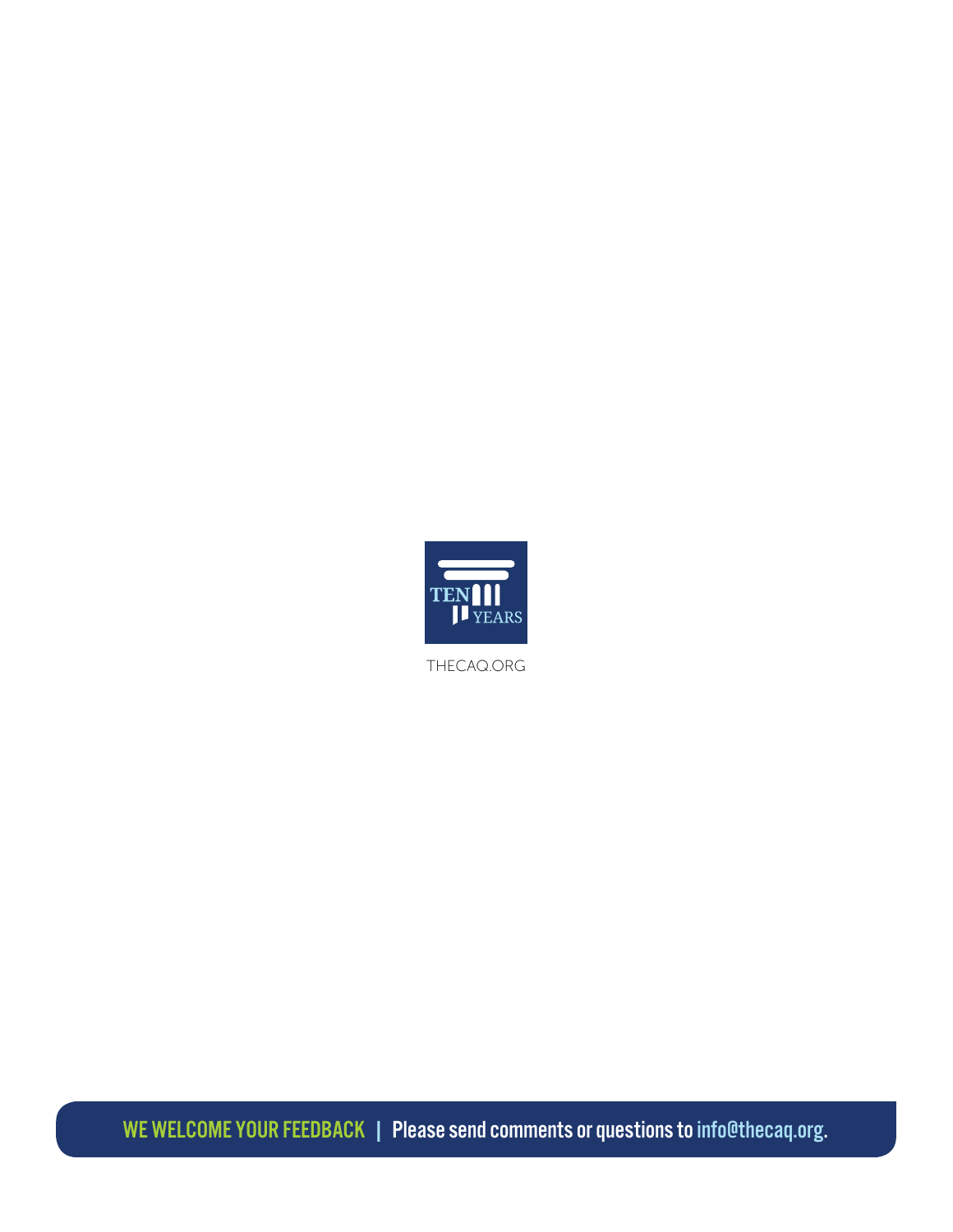TEN YEARS

THECAQ.ORG

**WE WELCOME YOUR FEEDBACK** | Please send comments or questions to info@thecaq.org.